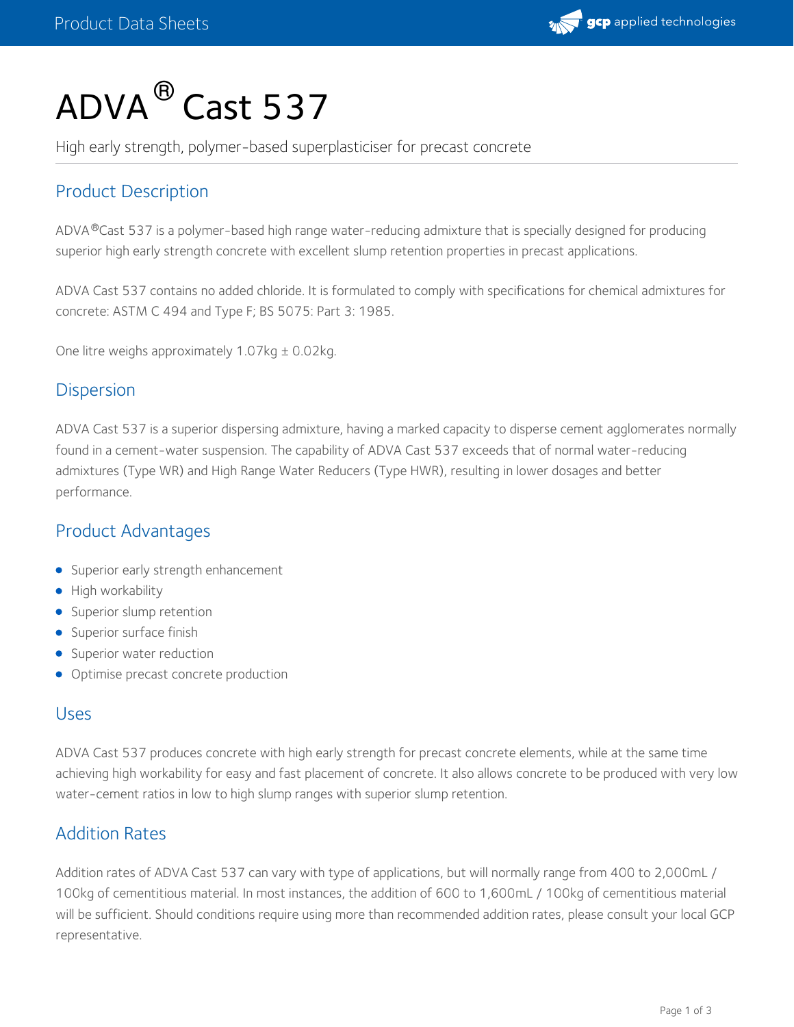# ADVA® Cast 537

High early strength, polymer-based superplasticiser for precast concrete

## Product Description

ADVA®Cast 537 is a polymer-based high range water-reducing admixture that is specially designed for producing superior high early strength concrete with excellent slump retention properties in precast applications.

ADVA Cast 537 contains no added chloride. It is formulated to comply with specifications for chemical admixtures for concrete: ASTM C 494 and Type F; BS 5075: Part 3: 1985.

One litre weighs approximately 1.07kg ± 0.02kg.

## Dispersion

ADVA Cast 537 is a superior dispersing admixture, having a marked capacity to disperse cement agglomerates normally found in a cement-water suspension. The capability of ADVA Cast 537 exceeds that of normal water-reducing admixtures (Type WR) and High Range Water Reducers (Type HWR), resulting in lower dosages and better performance.

## Product Advantages

- Superior early strength enhancement
- High workability
- Superior slump retention
- Superior surface finish
- Superior water reduction
- Optimise precast concrete production

## Uses

ADVA Cast 537 produces concrete with high early strength for precast concrete elements, while at the same time achieving high workability for easy and fast placement of concrete. It also allows concrete to be produced with very low water-cement ratios in low to high slump ranges with superior slump retention.

## Addition Rates

Addition rates of ADVA Cast 537 can vary with type of applications, but will normally range from 400 to 2,000mL / 100kg of cementitious material. In most instances, the addition of 600 to 1,600mL / 100kg of cementitious material will be sufficient. Should conditions require using more than recommended addition rates, please consult your local GCP representative.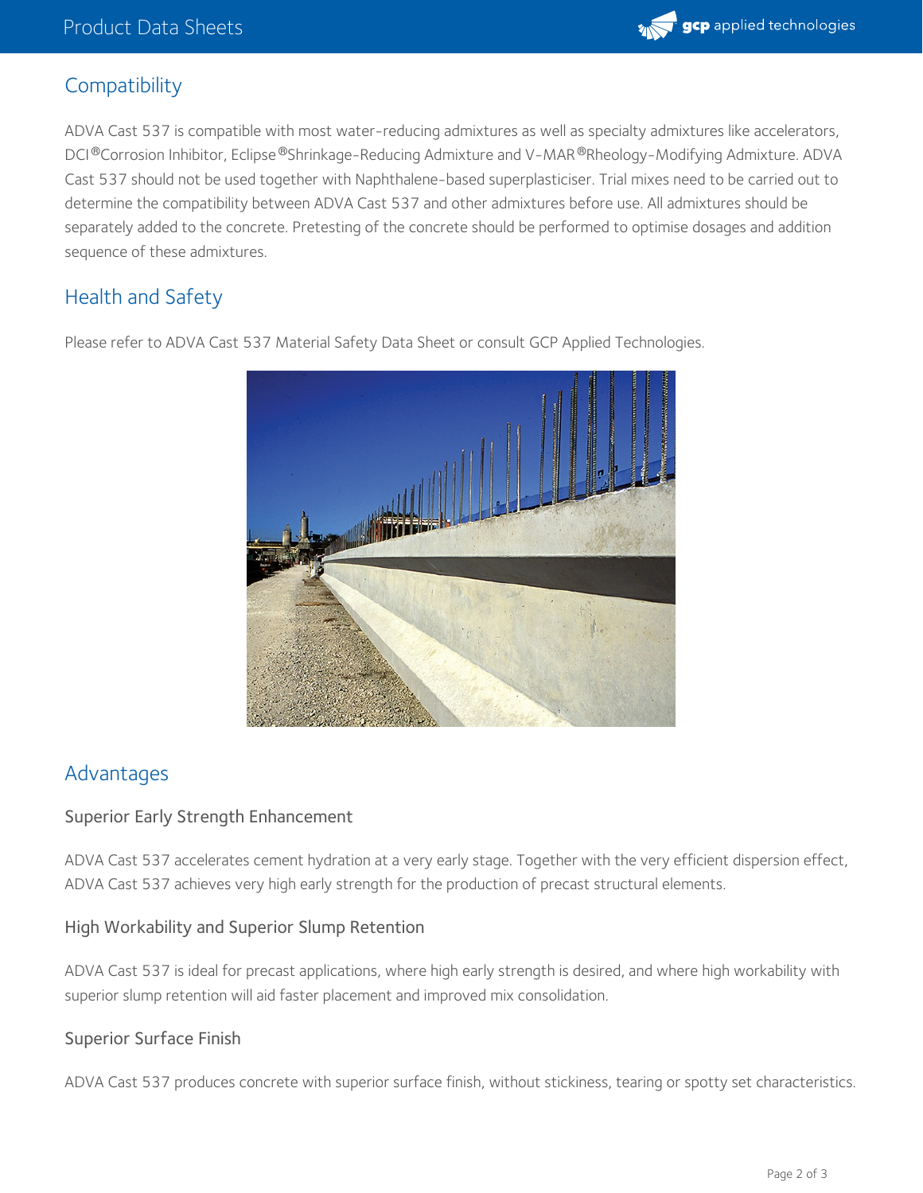## Compatibility

ADVA Cast 537 is compatible with most water-reducing admixtures as well as specialty admixtures like accelerators, DCI®Corrosion Inhibitor, Eclipse®Shrinkage-Reducing Admixture and V-MAR®Rheology-Modifying Admixture. ADVA Cast 537 should not be used together with Naphthalene-based superplasticiser. Trial mixes need to be carried out to determine the compatibility between ADVA Cast 537 and other admixtures before use. All admixtures should be separately added to the concrete. Pretesting of the concrete should be performed to optimise dosages and addition sequence of these admixtures.

## Health and Safety

Please refer to ADVA Cast 537 Material Safety Data Sheet or consult GCP Applied Technologies.

## Advantages

### Superior Early Strength Enhancement

ADVA Cast 537 accelerates cement hydration at a very early stage. Together with the very efficient dispersion effect, ADVA Cast 537 achieves very high early strength for the production of precast structural elements.

### High Workability and Superior Slump Retention

ADVA Cast 537 is ideal for precast applications, where high early strength is desired, and where high workability with superior slump retention will aid faster placement and improved mix consolidation.

### Superior Surface Finish

ADVA Cast 537 produces concrete with superior surface finish, without stickiness, tearing or spotty set characteristics.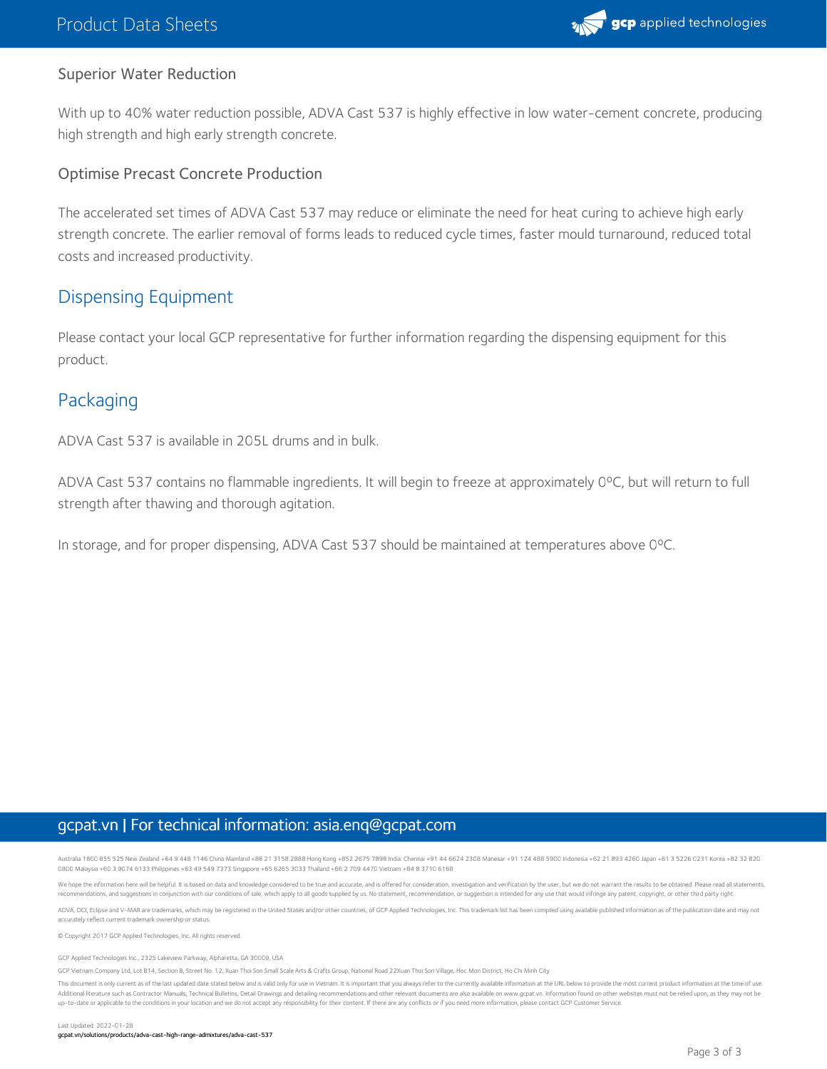### Superior Water Reduction

With up to 40% water reduction possible, ADVA Cast 537 is highly effective in low water-cement concrete, producing high strength and high early strength concrete.

### Optimise Precast Concrete Production

The accelerated set times of ADVA Cast 537 may reduce or eliminate the need for heat curing to achieve high early strength concrete. The earlier removal of forms leads to reduced cycle times, faster mould turnaround, reduced total costs and increased productivity.

## Dispensing Equipment

Please contact your local GCP representative for further information regarding the dispensing equipment for this product.

## Packaging

ADVA Cast 537 is available in 205L drums and in bulk.

ADVA Cast 537 contains no flammable ingredients. It will begin to freeze at approximately 0ºC, but will return to full strength after thawing and thorough agitation.

In storage, and for proper dispensing, ADVA Cast 537 should be maintained at temperatures above 0ºC.

**gcpat.vn | For technical information: asia.enq@gcpat.com**

Australia 1800 855 525 New Zealand +64 9 448 1146 China Mainland +86 21 3158 2888 Hong Kong +852 2675 7898 India: Chennai +91 44 6624 2308 Manesar +91 124 488 5900 Indonesia +62 21 893 4260 Japan +81 3 5226 0231 Korea +82 32 820 0800 Malaysia +60 3 9074 6133 Philippines +63 49 549 7373 Singapore +65 6265 3033 Thailand +66 2 709 4470 Vietnam +84 8 3710 6168

We hope the information here will be helpful. It is based on data and knowledge considered to be true and accurate, and is offered for consideration, investigation and verification by the user, but we do not warrant the results to be obtained. Please read all statements, recommendations, and suggestions in conjunction with our conditions of sale, which apply to all goods supplied by us. No statement, recommendation, or suggestion is intended for any use that would infringe any patent, copyright, or other third party right.

ADVA, DCI, Eclipse and V-MAR are trademarks, which may be registered in the United States and/or other countries, of GCP Applied Technologies, Inc. This trademark list has been compiled using available published information as of the publication date and may not accurately reflect current trademark ownership or status.

© Copyright 2017 GCP Applied Technologies, Inc. All rights reserved.

GCP Applied Technologies Inc., 2325 Lakeview Parkway, Alpharetta, GA 30009, USA

GCP Vietnam Company Ltd, Lot B14, Section B, Street No. 12, Xuan Thoi Son Small Scale Arts & Crafts Group, National Road 22Xuan Thoi Son Village, Hoc Mon District, Ho Chi Minh City

This document is only current as of the last updated date stated below and is valid only for use in Vietnam. It is important that you always refer to the currently available information at the URL below to provide the most current product information at the time of use. Additional literature such as Contractor Manuals, Technical Bulletins, Detail Drawings and detailing recommendations and other relevant documents are also available on www.gcpat.vn. Information found on other websites must not be relied upon, as they may not be up-to-date or applicable to the conditions in your location and we do not accept any responsibility for their content. If there are any conflicts or if you need more information, please contact GCP Customer Service.

Last Updated: 2022-01-28

gcpat.vn/solutions/products/adva-cast-high-range-admixtures/adva-cast-537